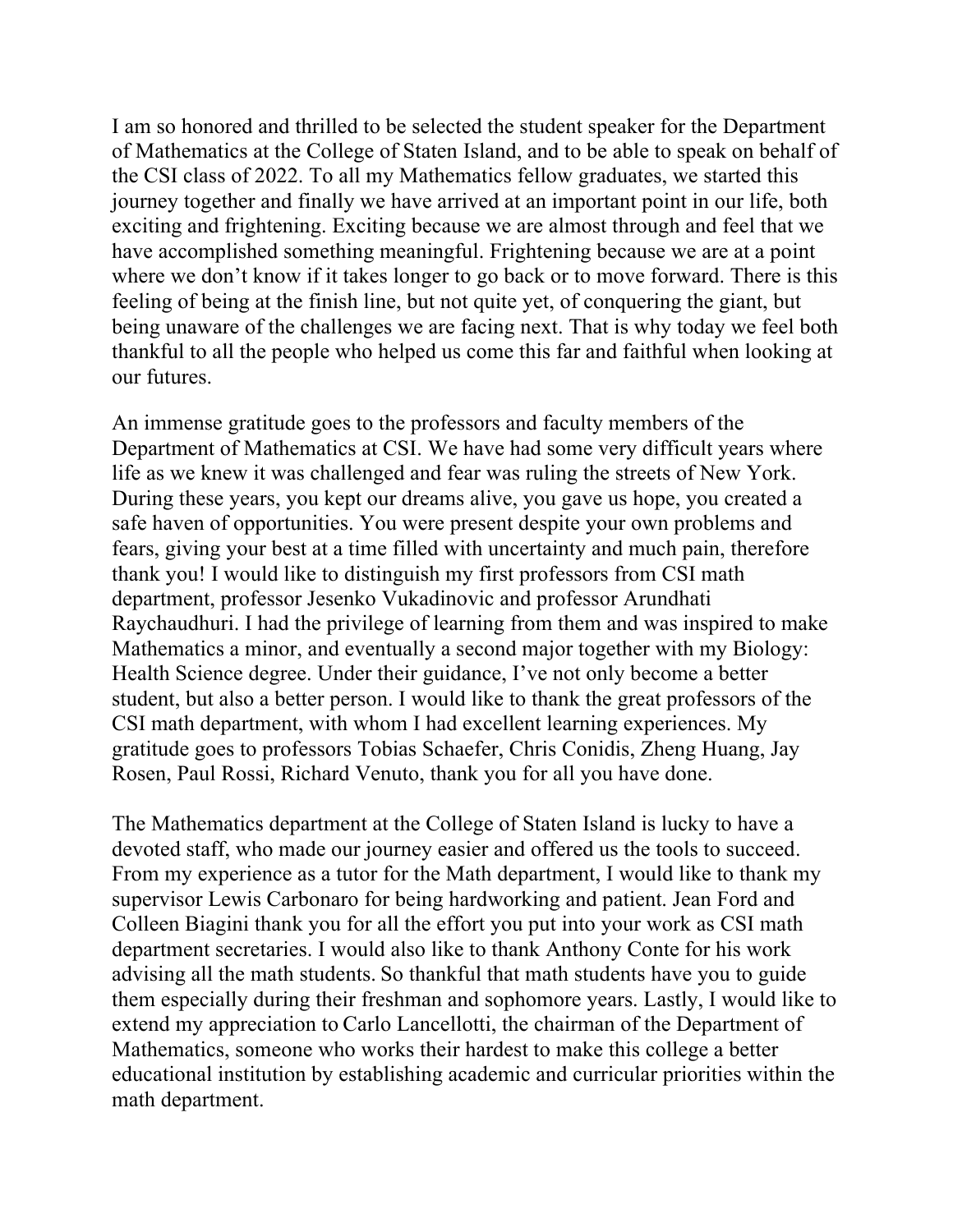I am so honored and thrilled to be selected the student speaker for the Department of Mathematics at the College of Staten Island, and to be able to speak on behalf of the CSI class of 2022. To all my Mathematics fellow graduates, we started this journey together and finally we have arrived at an important point in our life, both exciting and frightening. Exciting because we are almost through and feel that we have accomplished something meaningful. Frightening because we are at a point where we don't know if it takes longer to go back or to move forward. There is this feeling of being at the finish line, but not quite yet, of conquering the giant, but being unaware of the challenges we are facing next. That is why today we feel both thankful to all the people who helped us come this far and faithful when looking at our futures.

An immense gratitude goes to the professors and faculty members of the Department of Mathematics at CSI. We have had some very difficult years where life as we knew it was challenged and fear was ruling the streets of New York. During these years, you kept our dreams alive, you gave us hope, you created a safe haven of opportunities. You were present despite your own problems and fears, giving your best at a time filled with uncertainty and much pain, therefore thank you! I would like to distinguish my first professors from CSI math department, professor Jesenko Vukadinovic and professor Arundhati Raychaudhuri. I had the privilege of learning from them and was inspired to make Mathematics a minor, and eventually a second major together with my Biology: Health Science degree. Under their guidance, I've not only become a better student, but also a better person. I would like to thank the great professors of the CSI math department, with whom I had excellent learning experiences. My gratitude goes to professors Tobias Schaefer, Chris Conidis, Zheng Huang, Jay Rosen, Paul Rossi, Richard Venuto, thank you for all you have done.

The Mathematics department at the College of Staten Island is lucky to have a devoted staff, who made our journey easier and offered us the tools to succeed. From my experience as a tutor for the Math department, I would like to thank my supervisor Lewis Carbonaro for being hardworking and patient. Jean Ford and Colleen Biagini thank you for all the effort you put into your work as CSI math department secretaries. I would also like to thank Anthony Conte for his work advising all the math students. So thankful that math students have you to guide them especially during their freshman and sophomore years. Lastly, I would like to extend my appreciation to Carlo Lancellotti, the chairman of the Department of Mathematics, someone who works their hardest to make this college a better educational institution by establishing academic and curricular priorities within the math department.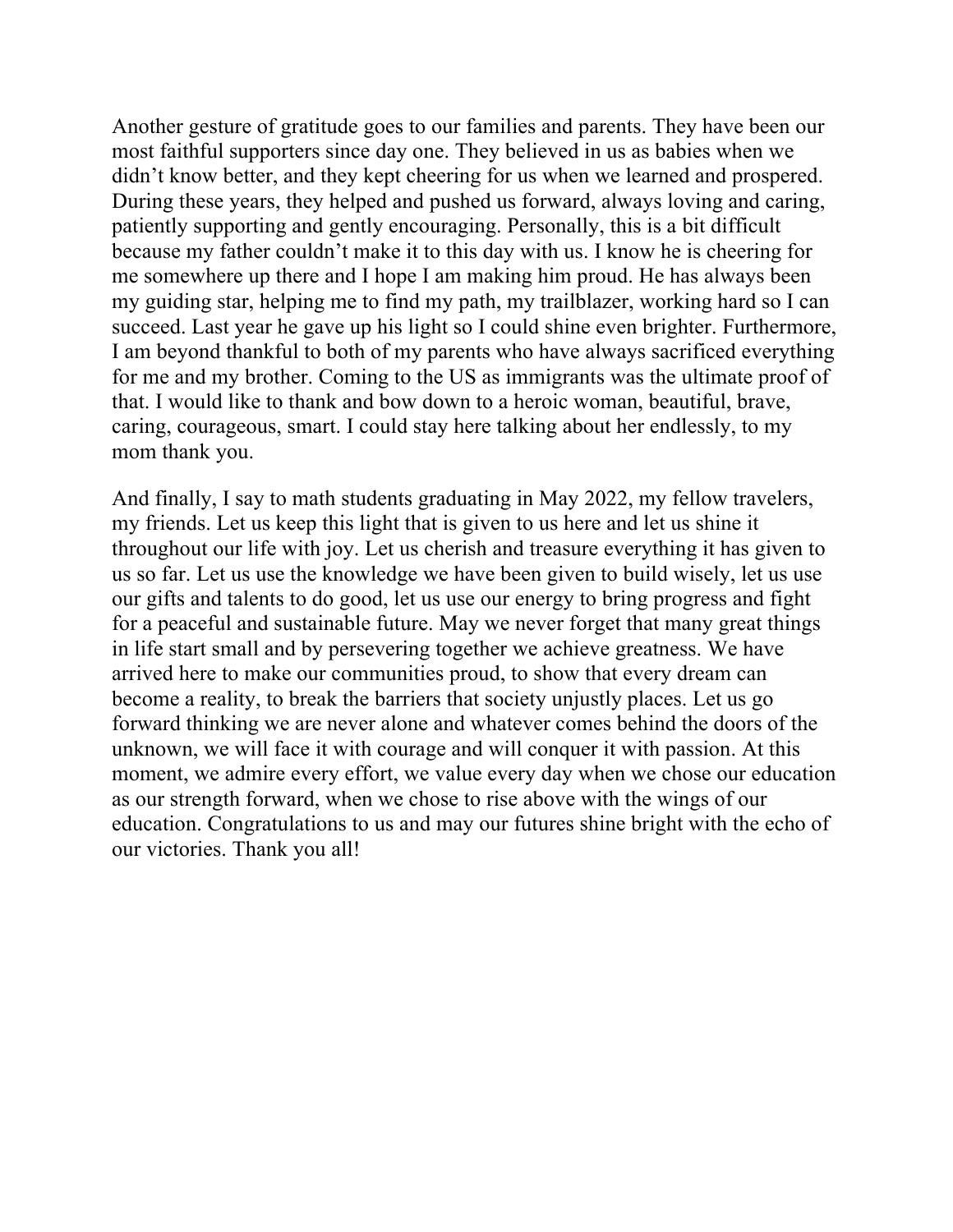Another gesture of gratitude goes to our families and parents. They have been our most faithful supporters since day one. They believed in us as babies when we didn't know better, and they kept cheering for us when we learned and prospered. During these years, they helped and pushed us forward, always loving and caring, patiently supporting and gently encouraging. Personally, this is a bit difficult because my father couldn't make it to this day with us. I know he is cheering for me somewhere up there and I hope I am making him proud. He has always been my guiding star, helping me to find my path, my trailblazer, working hard so I can succeed. Last year he gave up his light so I could shine even brighter. Furthermore, I am beyond thankful to both of my parents who have always sacrificed everything for me and my brother. Coming to the US as immigrants was the ultimate proof of that. I would like to thank and bow down to a heroic woman, beautiful, brave, caring, courageous, smart. I could stay here talking about her endlessly, to my mom thank you.

And finally, I say to math students graduating in May 2022, my fellow travelers, my friends. Let us keep this light that is given to us here and let us shine it throughout our life with joy. Let us cherish and treasure everything it has given to us so far. Let us use the knowledge we have been given to build wisely, let us use our gifts and talents to do good, let us use our energy to bring progress and fight for a peaceful and sustainable future. May we never forget that many great things in life start small and by persevering together we achieve greatness. We have arrived here to make our communities proud, to show that every dream can become a reality, to break the barriers that society unjustly places. Let us go forward thinking we are never alone and whatever comes behind the doors of the unknown, we will face it with courage and will conquer it with passion. At this moment, we admire every effort, we value every day when we chose our education as our strength forward, when we chose to rise above with the wings of our education. Congratulations to us and may our futures shine bright with the echo of our victories. Thank you all!